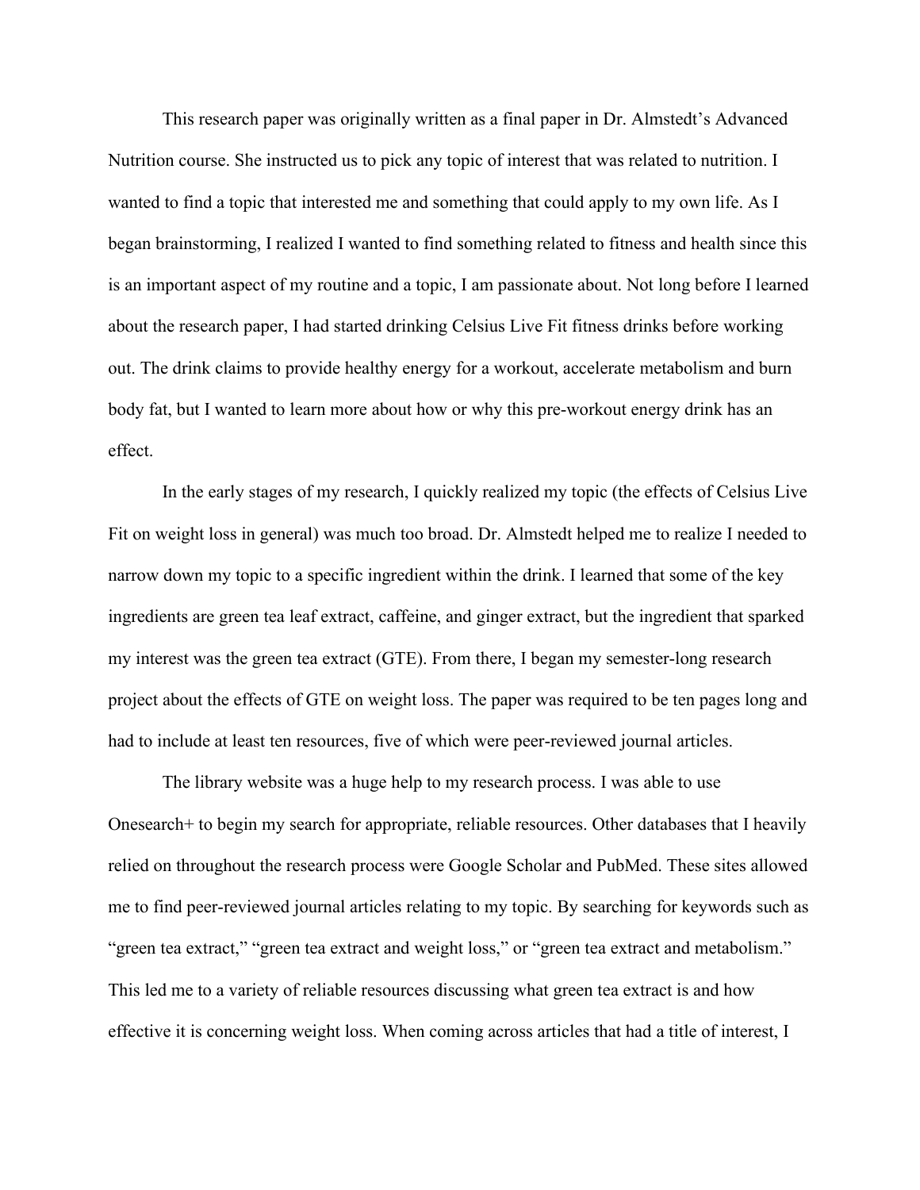This research paper was originally written as a final paper in Dr. Almstedt's Advanced Nutrition course. She instructed us to pick any topic of interest that was related to nutrition. I wanted to find a topic that interested me and something that could apply to my own life. As I began brainstorming, I realized I wanted to find something related to fitness and health since this is an important aspect of my routine and a topic, I am passionate about. Not long before I learned about the research paper, I had started drinking Celsius Live Fit fitness drinks before working out. The drink claims to provide healthy energy for a workout, accelerate metabolism and burn body fat, but I wanted to learn more about how or why this pre-workout energy drink has an effect.

In the early stages of my research, I quickly realized my topic (the effects of Celsius Live Fit on weight loss in general) was much too broad. Dr. Almstedt helped me to realize I needed to narrow down my topic to a specific ingredient within the drink. I learned that some of the key ingredients are green tea leaf extract, caffeine, and ginger extract, but the ingredient that sparked my interest was the green tea extract (GTE). From there, I began my semester-long research project about the effects of GTE on weight loss. The paper was required to be ten pages long and had to include at least ten resources, five of which were peer-reviewed journal articles.

The library website was a huge help to my research process. I was able to use Onesearch+ to begin my search for appropriate, reliable resources. Other databases that I heavily relied on throughout the research process were Google Scholar and PubMed. These sites allowed me to find peer-reviewed journal articles relating to my topic. By searching for keywords such as "green tea extract," "green tea extract and weight loss," or "green tea extract and metabolism." This led me to a variety of reliable resources discussing what green tea extract is and how effective it is concerning weight loss. When coming across articles that had a title of interest, I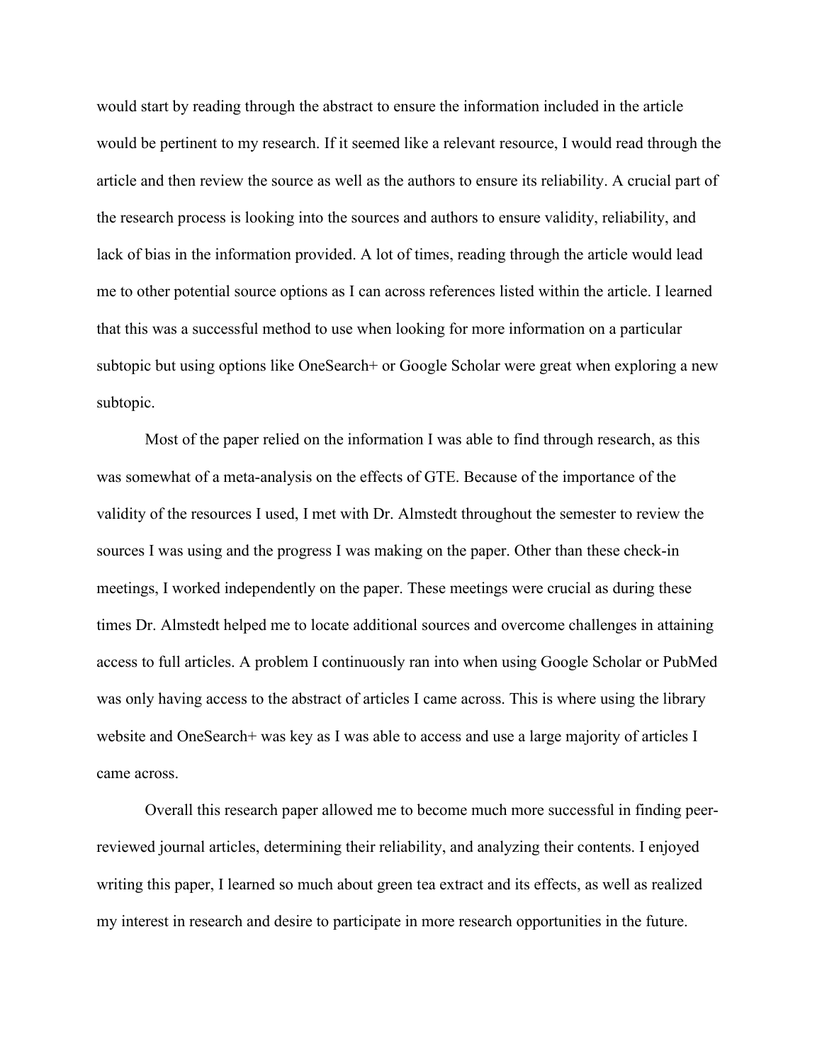would start by reading through the abstract to ensure the information included in the article would be pertinent to my research. If it seemed like a relevant resource, I would read through the article and then review the source as well as the authors to ensure its reliability. A crucial part of the research process is looking into the sources and authors to ensure validity, reliability, and lack of bias in the information provided. A lot of times, reading through the article would lead me to other potential source options as I can across references listed within the article. I learned that this was a successful method to use when looking for more information on a particular subtopic but using options like OneSearch+ or Google Scholar were great when exploring a new subtopic.

Most of the paper relied on the information I was able to find through research, as this was somewhat of a meta-analysis on the effects of GTE. Because of the importance of the validity of the resources I used, I met with Dr. Almstedt throughout the semester to review the sources I was using and the progress I was making on the paper. Other than these check-in meetings, I worked independently on the paper. These meetings were crucial as during these times Dr. Almstedt helped me to locate additional sources and overcome challenges in attaining access to full articles. A problem I continuously ran into when using Google Scholar or PubMed was only having access to the abstract of articles I came across. This is where using the library website and OneSearch+ was key as I was able to access and use a large majority of articles I came across.

Overall this research paper allowed me to become much more successful in finding peer-reviewed journal articles, determining their reliability, and analyzing their contents. I enjoyed writing this paper, I learned so much about green tea extract and its effects, as well as realized my interest in research and desire to participate in more research opportunities in the future.